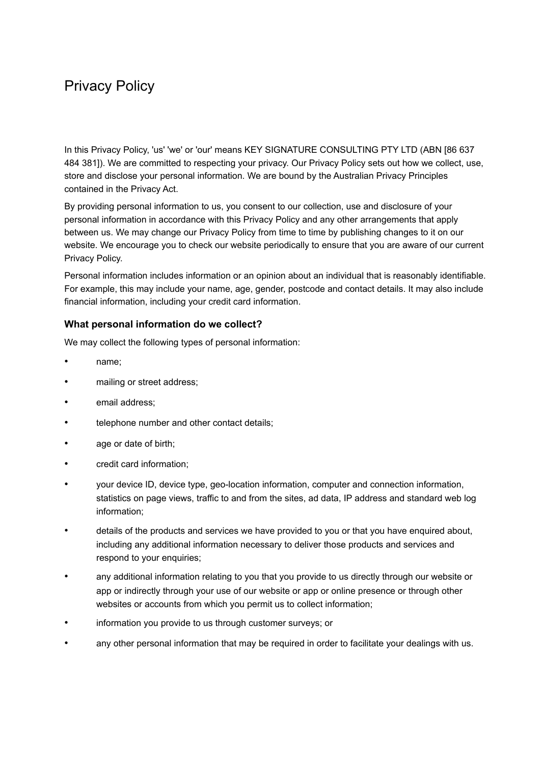# Privacy Policy

In this Privacy Policy, 'us' 'we' or 'our' means KEY SIGNATURE CONSULTING PTY LTD (ABN [86 637 484 381]). We are committed to respecting your privacy. Our Privacy Policy sets out how we collect, use, store and disclose your personal information. We are bound by the Australian Privacy Principles contained in the Privacy Act.

By providing personal information to us, you consent to our collection, use and disclosure of your personal information in accordance with this Privacy Policy and any other arrangements that apply between us. We may change our Privacy Policy from time to time by publishing changes to it on our website. We encourage you to check our website periodically to ensure that you are aware of our current Privacy Policy.

Personal information includes information or an opinion about an individual that is reasonably identifiable. For example, this may include your name, age, gender, postcode and contact details. It may also include financial information, including your credit card information.

### What personal information do we collect?

We may collect the following types of personal information:

- name;
- mailing or street address;
- email address;
- telephone number and other contact details;
- age or date of birth;
- credit card information;
- your device ID, device type, geo-location information, computer and connection information, statistics on page views, traffic to and from the sites, ad data, IP address and standard web log information;
- details of the products and services we have provided to you or that you have enquired about, including any additional information necessary to deliver those products and services and respond to your enquiries;
- any additional information relating to you that you provide to us directly through our website or app or indirectly through your use of our website or app or online presence or through other websites or accounts from which you permit us to collect information;
- information you provide to us through customer surveys; or
- any other personal information that may be required in order to facilitate your dealings with us.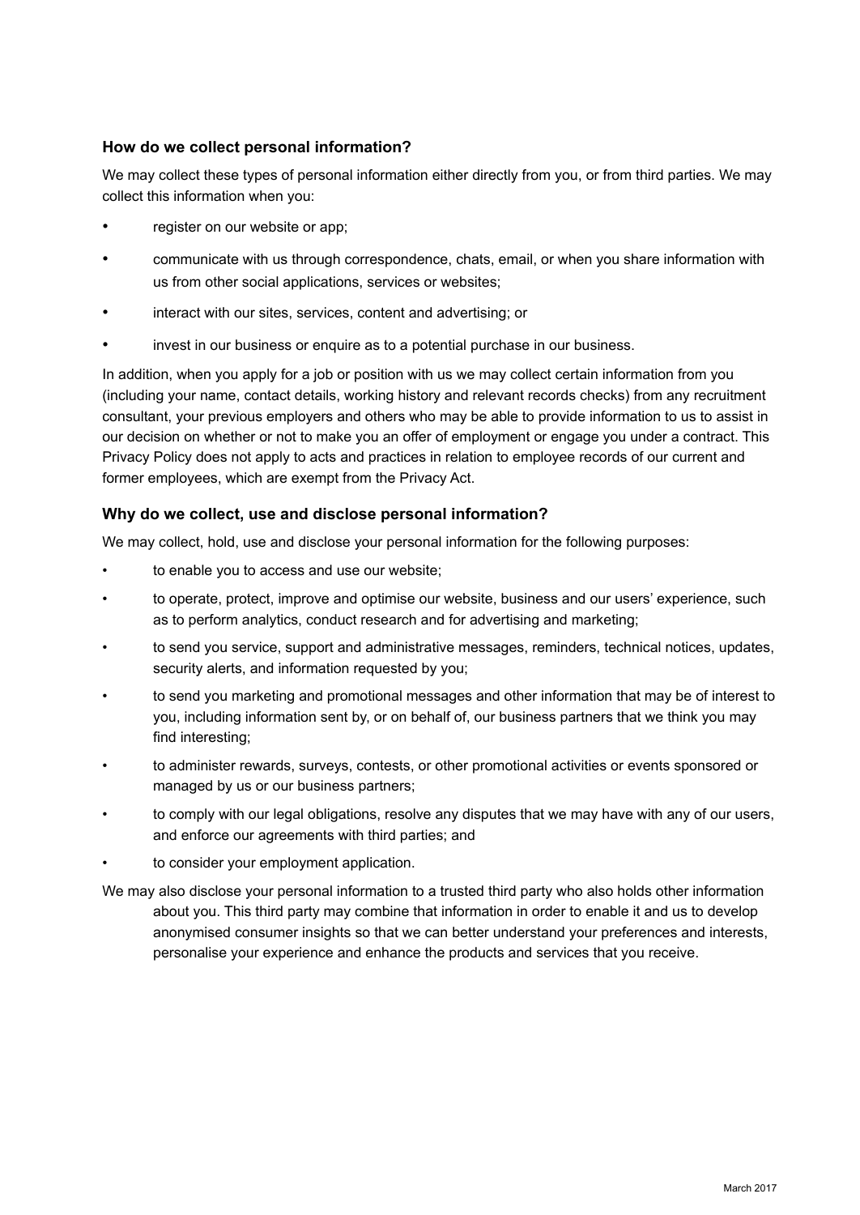### How do we collect personal information?

We may collect these types of personal information either directly from you, or from third parties. We may collect this information when you:

- register on our website or app;
- communicate with us through correspondence, chats, email, or when you share information with us from other social applications, services or websites;
- interact with our sites, services, content and advertising; or
- invest in our business or enquire as to a potential purchase in our business.

In addition, when you apply for a job or position with us we may collect certain information from you (including your name, contact details, working history and relevant records checks) from any recruitment consultant, your previous employers and others who may be able to provide information to us to assist in our decision on whether or not to make you an offer of employment or engage you under a contract. This Privacy Policy does not apply to acts and practices in relation to employee records of our current and former employees, which are exempt from the Privacy Act.

### Why do we collect, use and disclose personal information?

We may collect, hold, use and disclose your personal information for the following purposes:

- to enable you to access and use our website;
- to operate, protect, improve and optimise our website, business and our users' experience, such as to perform analytics, conduct research and for advertising and marketing;
- to send you service, support and administrative messages, reminders, technical notices, updates, security alerts, and information requested by you;
- to send you marketing and promotional messages and other information that may be of interest to you, including information sent by, or on behalf of, our business partners that we think you may find interesting;
- to administer rewards, surveys, contests, or other promotional activities or events sponsored or managed by us or our business partners;
- to comply with our legal obligations, resolve any disputes that we may have with any of our users, and enforce our agreements with third parties; and
- to consider your employment application.

We may also disclose your personal information to a trusted third party who also holds other information about you. This third party may combine that information in order to enable it and us to develop anonymised consumer insights so that we can better understand your preferences and interests, personalise your experience and enhance the products and services that you receive.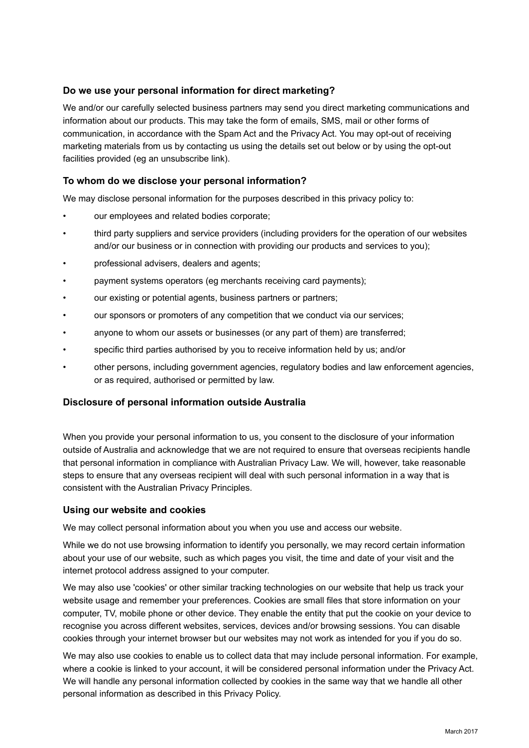### Do we use your personal information for direct marketing?

We and/or our carefully selected business partners may send you direct marketing communications and information about our products. This may take the form of emails, SMS, mail or other forms of communication, in accordance with the Spam Act and the Privacy Act. You may opt-out of receiving marketing materials from us by contacting us using the details set out below or by using the opt-out facilities provided (eg an unsubscribe link).

### To whom do we disclose your personal information?

We may disclose personal information for the purposes described in this privacy policy to:

- our employees and related bodies corporate;
- third party suppliers and service providers (including providers for the operation of our websites and/or our business or in connection with providing our products and services to you);
- professional advisers, dealers and agents;
- payment systems operators (eg merchants receiving card payments);
- our existing or potential agents, business partners or partners;
- our sponsors or promoters of any competition that we conduct via our services;
- anyone to whom our assets or businesses (or any part of them) are transferred;
- specific third parties authorised by you to receive information held by us; and/or
- other persons, including government agencies, regulatory bodies and law enforcement agencies, or as required, authorised or permitted by law.

### Disclosure of personal information outside Australia

When you provide your personal information to us, you consent to the disclosure of your information outside of Australia and acknowledge that we are not required to ensure that overseas recipients handle that personal information in compliance with Australian Privacy Law. We will, however, take reasonable steps to ensure that any overseas recipient will deal with such personal information in a way that is consistent with the Australian Privacy Principles.

### Using our website and cookies

We may collect personal information about you when you use and access our website.

While we do not use browsing information to identify you personally, we may record certain information about your use of our website, such as which pages you visit, the time and date of your visit and the internet protocol address assigned to your computer.

We may also use 'cookies' or other similar tracking technologies on our website that help us track your website usage and remember your preferences. Cookies are small files that store information on your computer, TV, mobile phone or other device. They enable the entity that put the cookie on your device to recognise you across different websites, services, devices and/or browsing sessions. You can disable cookies through your internet browser but our websites may not work as intended for you if you do so.

We may also use cookies to enable us to collect data that may include personal information. For example, where a cookie is linked to your account, it will be considered personal information under the Privacy Act. We will handle any personal information collected by cookies in the same way that we handle all other personal information as described in this Privacy Policy.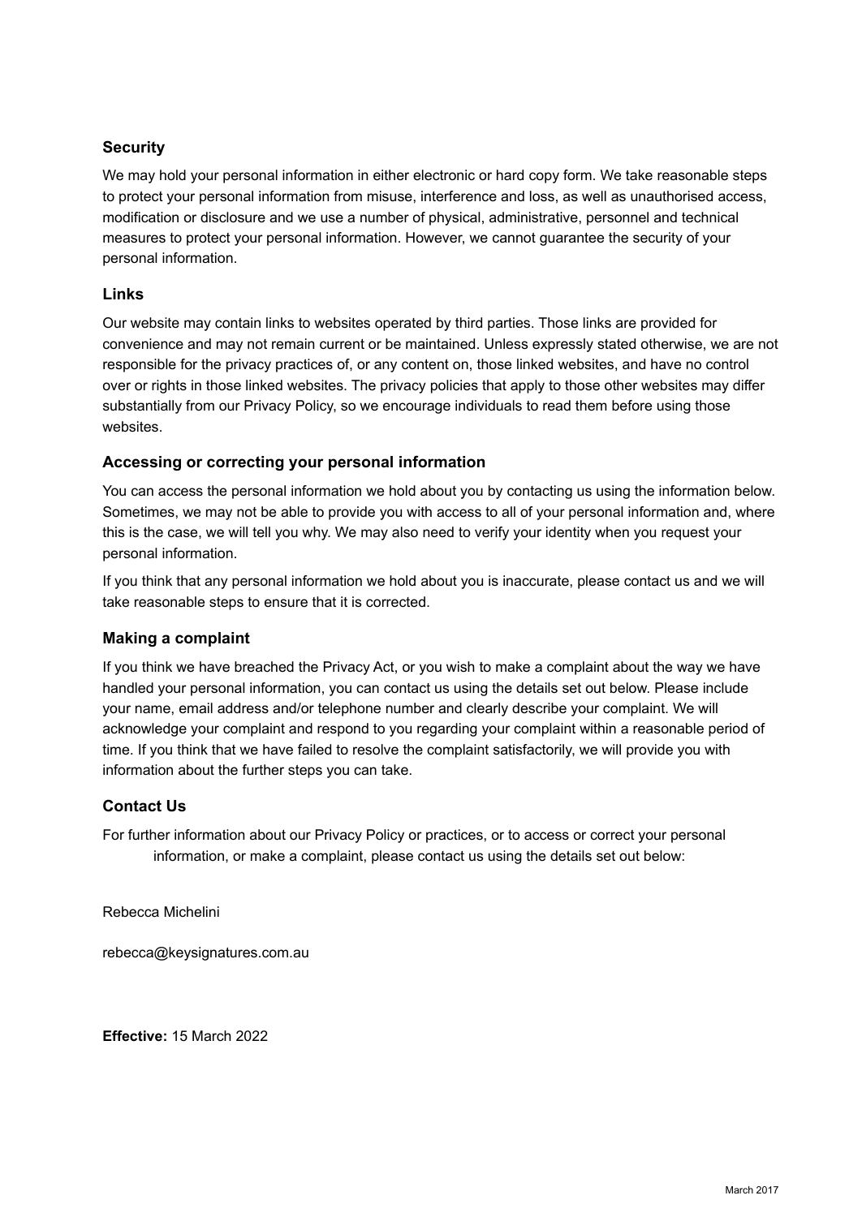## Security

We may hold your personal information in either electronic or hard copy form. We take reasonable steps to protect your personal information from misuse, interference and loss, as well as unauthorised access, modification or disclosure and we use a number of physical, administrative, personnel and technical measures to protect your personal information. However, we cannot guarantee the security of your personal information.

## Links

Our website may contain links to websites operated by third parties. Those links are provided for convenience and may not remain current or be maintained. Unless expressly stated otherwise, we are not responsible for the privacy practices of, or any content on, those linked websites, and have no control over or rights in those linked websites. The privacy policies that apply to those other websites may differ substantially from our Privacy Policy, so we encourage individuals to read them before using those websites.

## Accessing or correcting your personal information

You can access the personal information we hold about you by contacting us using the information below. Sometimes, we may not be able to provide you with access to all of your personal information and, where this is the case, we will tell you why. We may also need to verify your identity when you request your personal information.

If you think that any personal information we hold about you is inaccurate, please contact us and we will take reasonable steps to ensure that it is corrected.

## Making a complaint

If you think we have breached the Privacy Act, or you wish to make a complaint about the way we have handled your personal information, you can contact us using the details set out below. Please include your name, email address and/or telephone number and clearly describe your complaint. We will acknowledge your complaint and respond to you regarding your complaint within a reasonable period of time. If you think that we have failed to resolve the complaint satisfactorily, we will provide you with information about the further steps you can take.

## Contact Us

For further information about our Privacy Policy or practices, or to access or correct your personal information, or make a complaint, please contact us using the details set out below:

Rebecca Michelini

rebecca@keysignatures.com.au

**Effective:** 15 March 2022

March 2017